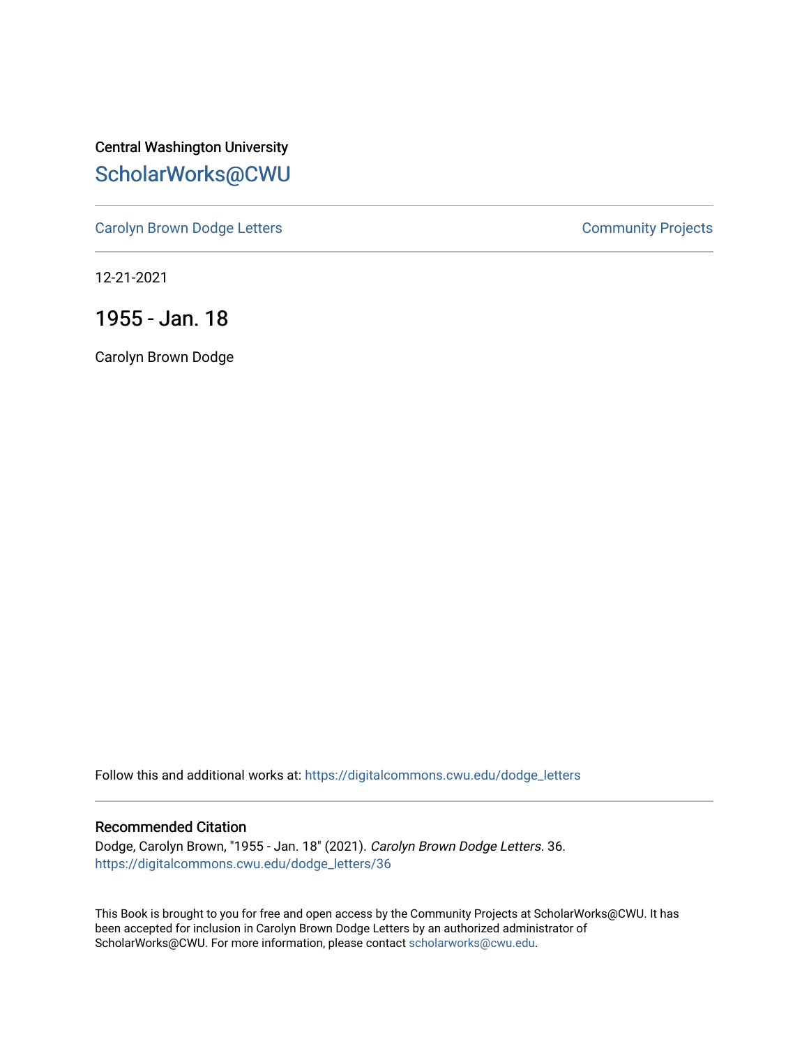Central Washington University

# ScholarWorks@CWU

Carolyn Brown Dodge Letters

Community Projects

12-21-2021

## 1955 - Jan. 18

Carolyn Brown Dodge

Follow this and additional works at: https://digitalcommons.cwu.edu/dodge_letters

### Recommended Citation

Dodge, Carolyn Brown, "1955 - Jan. 18" (2021). *Carolyn Brown Dodge Letters*. 36.
https://digitalcommons.cwu.edu/dodge_letters/36

This Book is brought to you for free and open access by the Community Projects at ScholarWorks@CWU. It has been accepted for inclusion in Carolyn Brown Dodge Letters by an authorized administrator of ScholarWorks@CWU. For more information, please contact scholarworks@cwu.edu.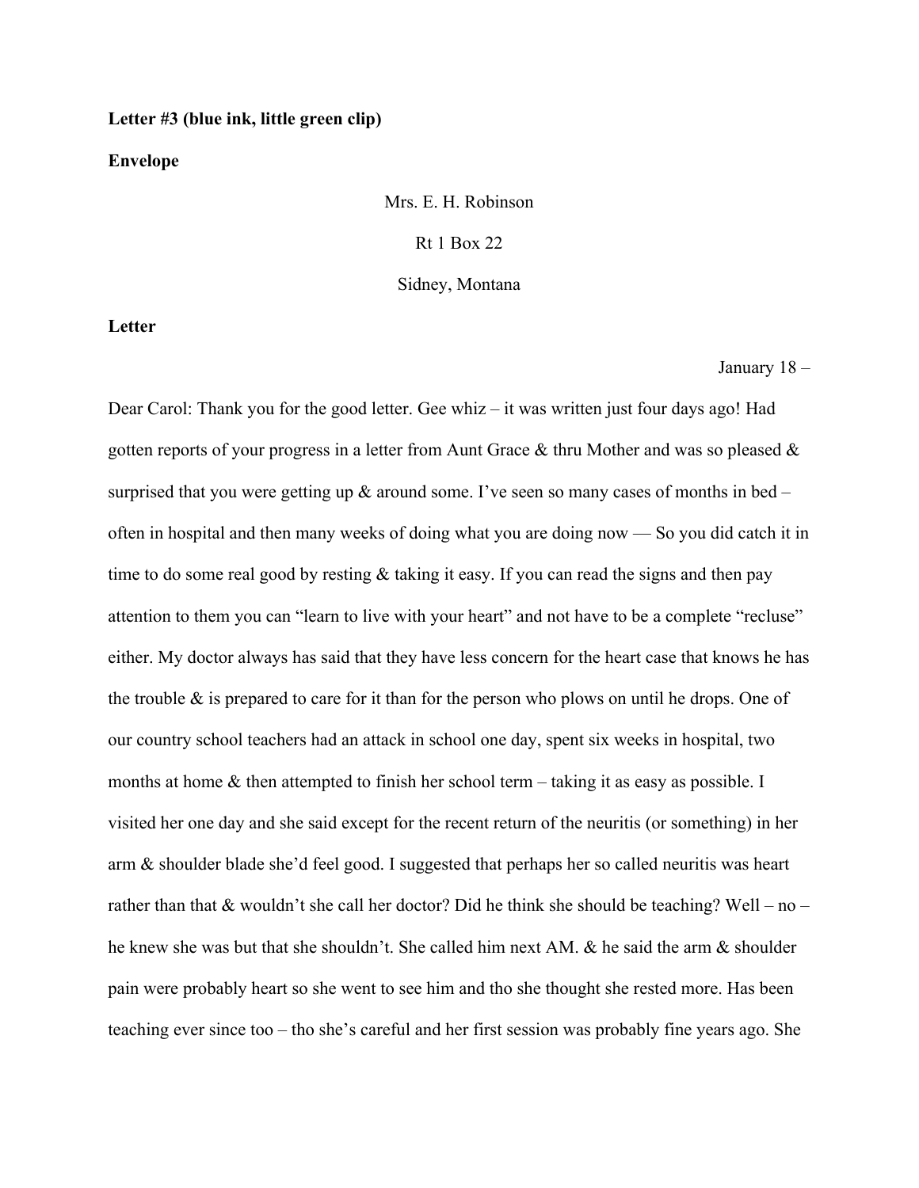**Letter #3 (blue ink, little green clip)**

**Envelope**

Mrs. E. H. Robinson

Rt 1 Box 22

Sidney, Montana

**Letter**

January 18 –

Dear Carol: Thank you for the good letter. Gee whiz – it was written just four days ago! Had gotten reports of your progress in a letter from Aunt Grace & thru Mother and was so pleased & surprised that you were getting up & around some. I've seen so many cases of months in bed – often in hospital and then many weeks of doing what you are doing now — So you did catch it in time to do some real good by resting & taking it easy. If you can read the signs and then pay attention to them you can "learn to live with your heart" and not have to be a complete "recluse" either. My doctor always has said that they have less concern for the heart case that knows he has the trouble & is prepared to care for it than for the person who plows on until he drops. One of our country school teachers had an attack in school one day, spent six weeks in hospital, two months at home & then attempted to finish her school term – taking it as easy as possible. I visited her one day and she said except for the recent return of the neuritis (or something) in her arm & shoulder blade she'd feel good. I suggested that perhaps her so called neuritis was heart rather than that & wouldn't she call her doctor? Did he think she should be teaching? Well – no – he knew she was but that she shouldn't. She called him next AM. & he said the arm & shoulder pain were probably heart so she went to see him and tho she thought she rested more. Has been teaching ever since too – tho she's careful and her first session was probably fine years ago. She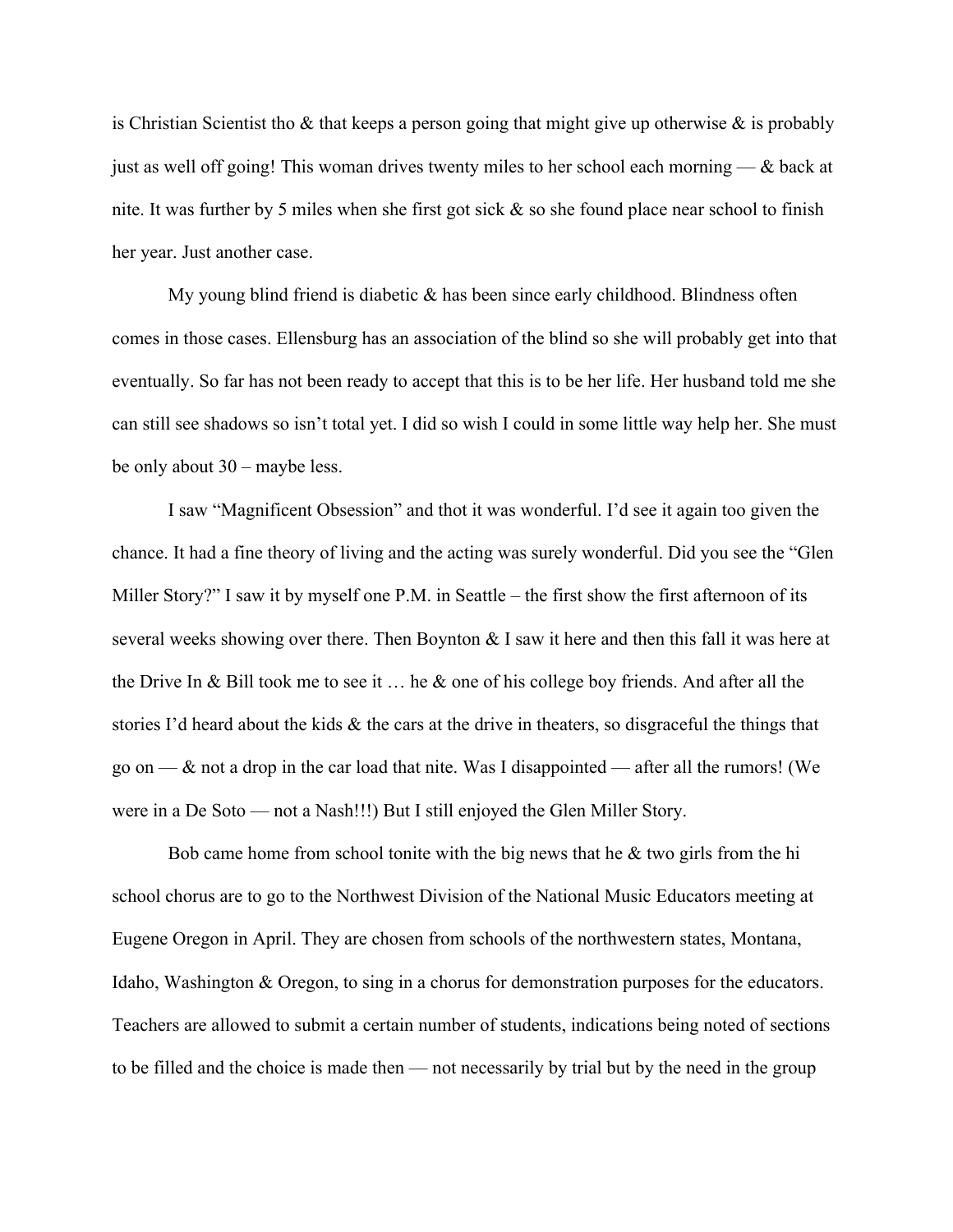is Christian Scientist tho & that keeps a person going that might give up otherwise & is probably just as well off going! This woman drives twenty miles to her school each morning — & back at nite. It was further by 5 miles when she first got sick & so she found place near school to finish her year. Just another case.

My young blind friend is diabetic & has been since early childhood. Blindness often comes in those cases. Ellensburg has an association of the blind so she will probably get into that eventually. So far has not been ready to accept that this is to be her life. Her husband told me she can still see shadows so isn't total yet. I did so wish I could in some little way help her. She must be only about 30 – maybe less.

I saw "Magnificent Obsession" and thot it was wonderful. I'd see it again too given the chance. It had a fine theory of living and the acting was surely wonderful. Did you see the "Glen Miller Story?" I saw it by myself one P.M. in Seattle – the first show the first afternoon of its several weeks showing over there. Then Boynton & I saw it here and then this fall it was here at the Drive In & Bill took me to see it … he & one of his college boy friends. And after all the stories I'd heard about the kids & the cars at the drive in theaters, so disgraceful the things that go on — & not a drop in the car load that nite. Was I disappointed — after all the rumors! (We were in a De Soto — not a Nash!!!) But I still enjoyed the Glen Miller Story.

Bob came home from school tonite with the big news that he & two girls from the hi school chorus are to go to the Northwest Division of the National Music Educators meeting at Eugene Oregon in April. They are chosen from schools of the northwestern states, Montana, Idaho, Washington & Oregon, to sing in a chorus for demonstration purposes for the educators. Teachers are allowed to submit a certain number of students, indications being noted of sections to be filled and the choice is made then — not necessarily by trial but by the need in the group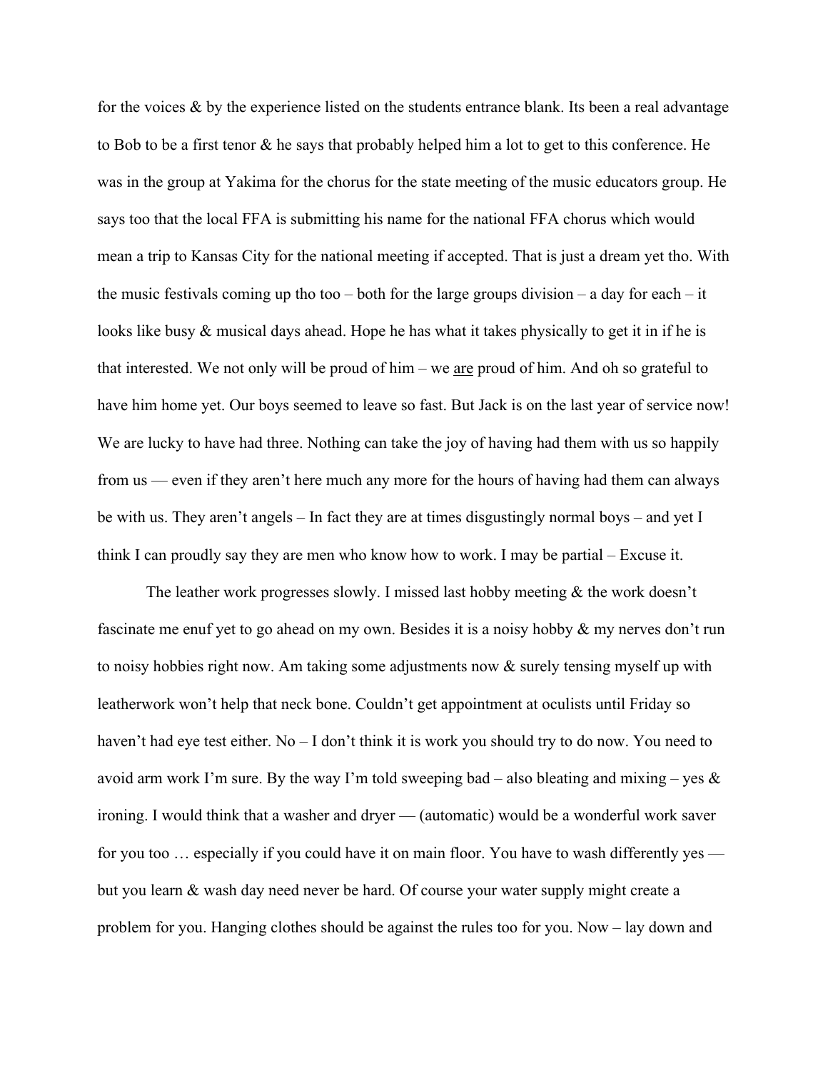for the voices & by the experience listed on the students entrance blank. Its been a real advantage to Bob to be a first tenor & he says that probably helped him a lot to get to this conference. He was in the group at Yakima for the chorus for the state meeting of the music educators group. He says too that the local FFA is submitting his name for the national FFA chorus which would mean a trip to Kansas City for the national meeting if accepted. That is just a dream yet tho. With the music festivals coming up tho too – both for the large groups division – a day for each – it looks like busy & musical days ahead. Hope he has what it takes physically to get it in if he is that interested. We not only will be proud of him – we <u>are</u> proud of him. And oh so grateful to have him home yet. Our boys seemed to leave so fast. But Jack is on the last year of service now! We are lucky to have had three. Nothing can take the joy of having had them with us so happily from us — even if they aren't here much any more for the hours of having had them can always be with us. They aren't angels – In fact they are at times disgustingly normal boys – and yet I think I can proudly say they are men who know how to work. I may be partial – Excuse it.

The leather work progresses slowly. I missed last hobby meeting & the work doesn't fascinate me enuf yet to go ahead on my own. Besides it is a noisy hobby & my nerves don't run to noisy hobbies right now. Am taking some adjustments now & surely tensing myself up with leatherwork won't help that neck bone. Couldn't get appointment at oculists until Friday so haven't had eye test either. No – I don't think it is work you should try to do now. You need to avoid arm work I'm sure. By the way I'm told sweeping bad – also bleating and mixing – yes & ironing. I would think that a washer and dryer — (automatic) would be a wonderful work saver for you too … especially if you could have it on main floor. You have to wash differently yes — but you learn & wash day need never be hard. Of course your water supply might create a problem for you. Hanging clothes should be against the rules too for you. Now – lay down and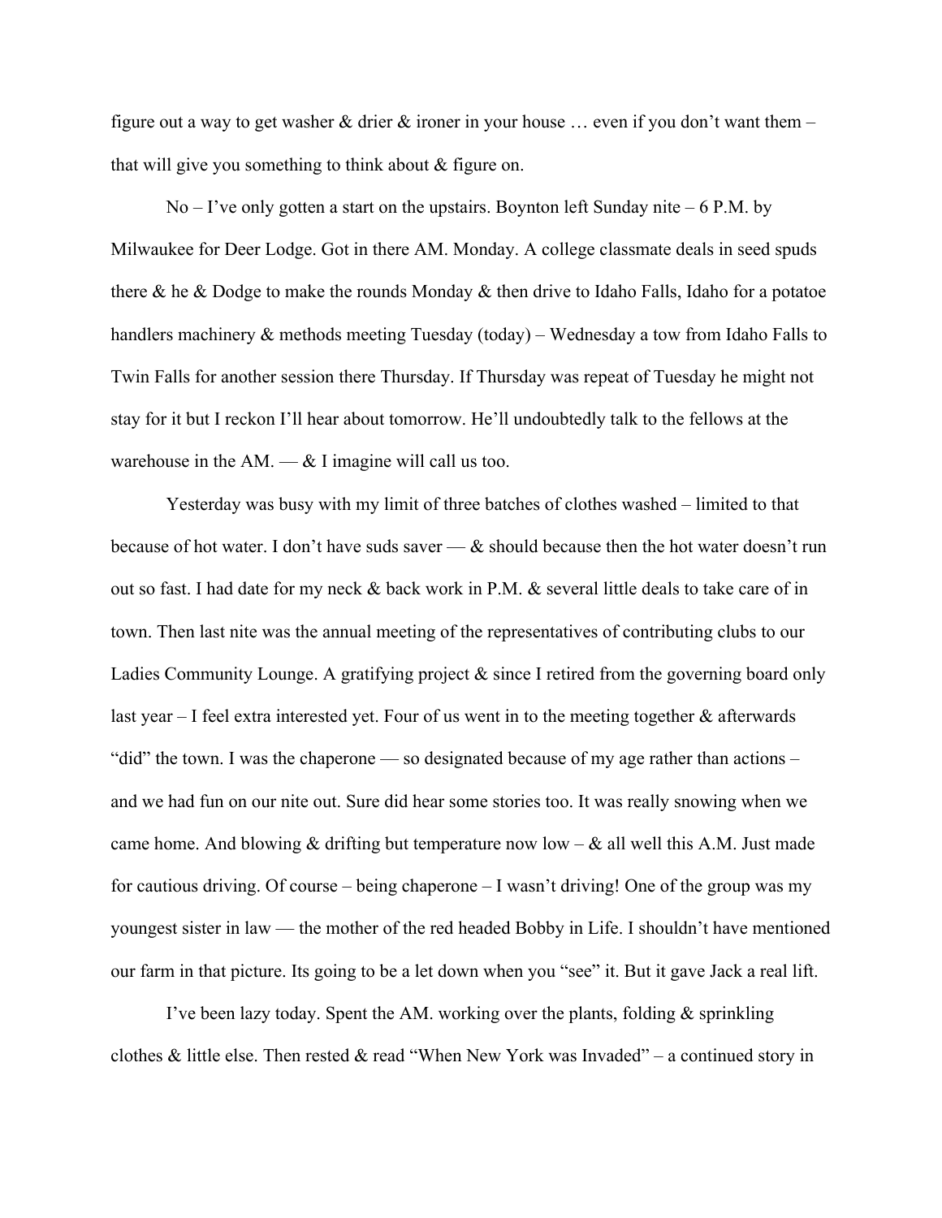figure out a way to get washer & drier & ironer in your house … even if you don't want them – that will give you something to think about & figure on.

No – I've only gotten a start on the upstairs. Boynton left Sunday nite – 6 P.M. by Milwaukee for Deer Lodge. Got in there AM. Monday. A college classmate deals in seed spuds there & he & Dodge to make the rounds Monday & then drive to Idaho Falls, Idaho for a potatoe handlers machinery & methods meeting Tuesday (today) – Wednesday a tow from Idaho Falls to Twin Falls for another session there Thursday. If Thursday was repeat of Tuesday he might not stay for it but I reckon I'll hear about tomorrow. He'll undoubtedly talk to the fellows at the warehouse in the AM. — & I imagine will call us too.

Yesterday was busy with my limit of three batches of clothes washed – limited to that because of hot water. I don't have suds saver — & should because then the hot water doesn't run out so fast. I had date for my neck & back work in P.M. & several little deals to take care of in town. Then last nite was the annual meeting of the representatives of contributing clubs to our Ladies Community Lounge. A gratifying project & since I retired from the governing board only last year – I feel extra interested yet. Four of us went in to the meeting together & afterwards "did" the town. I was the chaperone — so designated because of my age rather than actions – and we had fun on our nite out. Sure did hear some stories too. It was really snowing when we came home. And blowing & drifting but temperature now low – & all well this A.M. Just made for cautious driving. Of course – being chaperone – I wasn't driving! One of the group was my youngest sister in law — the mother of the red headed Bobby in Life. I shouldn't have mentioned our farm in that picture. Its going to be a let down when you "see" it. But it gave Jack a real lift.

I've been lazy today. Spent the AM. working over the plants, folding & sprinkling clothes & little else. Then rested & read "When New York was Invaded" – a continued story in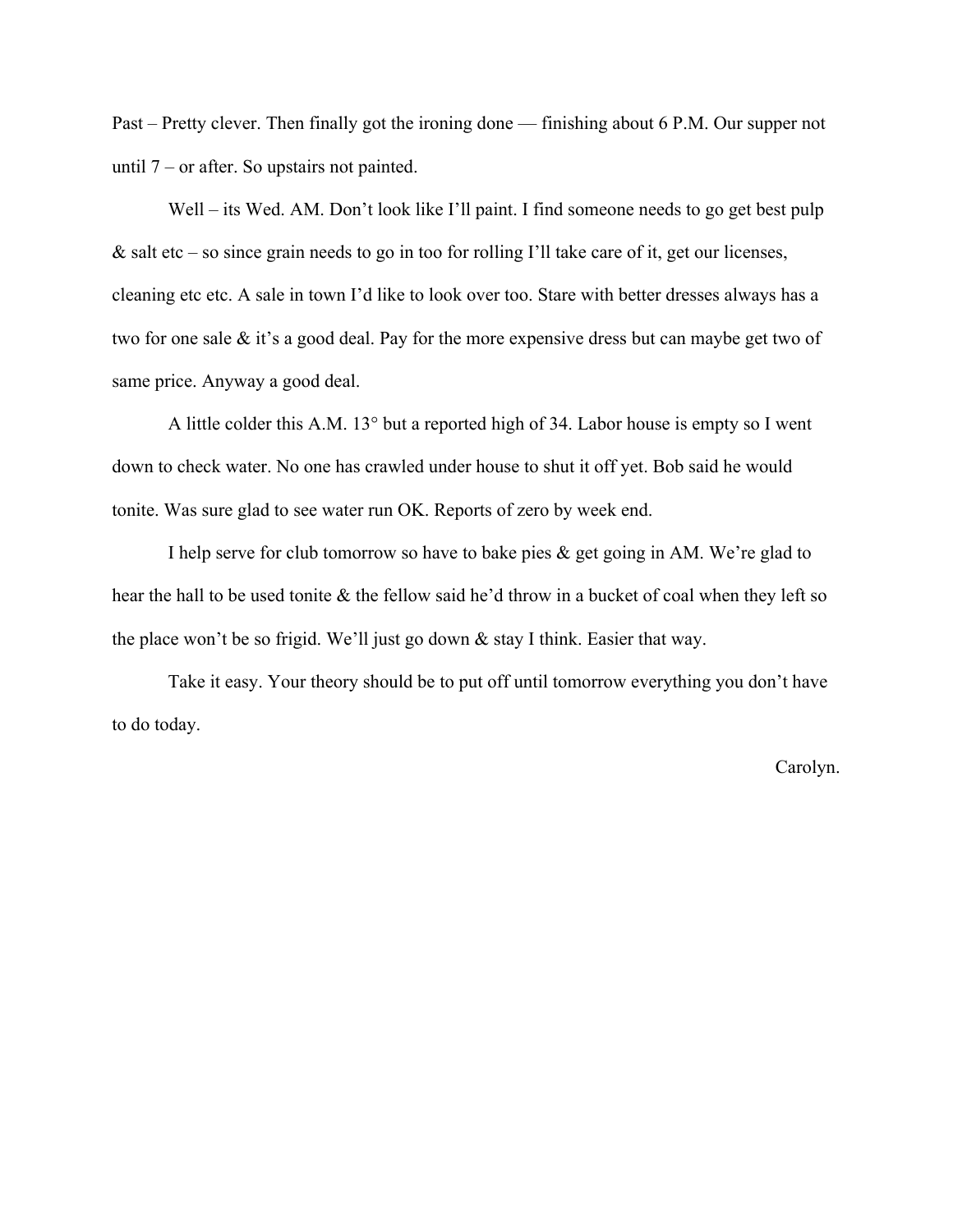Past – Pretty clever. Then finally got the ironing done — finishing about 6 P.M. Our supper not until 7 – or after. So upstairs not painted.

Well – its Wed. AM. Don't look like I'll paint. I find someone needs to go get best pulp & salt etc – so since grain needs to go in too for rolling I'll take care of it, get our licenses, cleaning etc etc. A sale in town I'd like to look over too. Stare with better dresses always has a two for one sale & it's a good deal. Pay for the more expensive dress but can maybe get two of same price. Anyway a good deal.

A little colder this A.M. 13° but a reported high of 34. Labor house is empty so I went down to check water. No one has crawled under house to shut it off yet. Bob said he would tonite. Was sure glad to see water run OK. Reports of zero by week end.

I help serve for club tomorrow so have to bake pies & get going in AM. We're glad to hear the hall to be used tonite & the fellow said he'd throw in a bucket of coal when they left so the place won't be so frigid. We'll just go down & stay I think. Easier that way.

Take it easy. Your theory should be to put off until tomorrow everything you don't have to do today.

Carolyn.